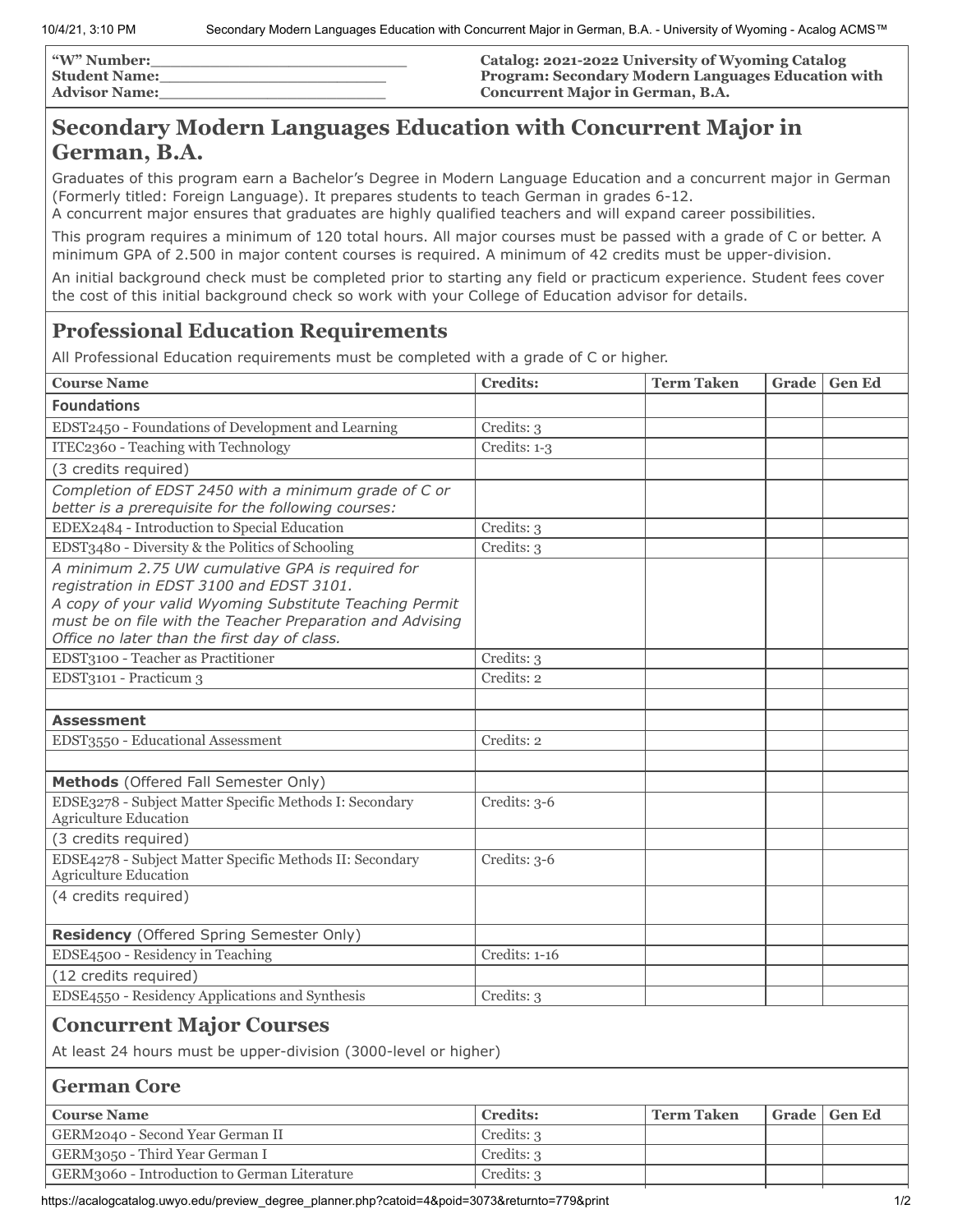| "W" Number:\_\_\_\_\_\_\_\_\_\_\_\_\_\_\_\_\_\_\_\_\_\_\_\_\_\_ | Catalog: 2021-2022 University of Wyoming Catalog |
|---|---|
| Student Name:\_\_\_\_\_\_\_\_\_\_\_\_\_\_\_\_\_\_\_\_\_\_\_\_ | Program: Secondary Modern Languages Education with Concurrent Major in German, B.A. |
| Advisor Name:\_\_\_\_\_\_\_\_\_\_\_\_\_\_\_\_\_\_\_\_\_\_\_\_ | |

# Secondary Modern Languages Education with Concurrent Major in German, B.A.

Graduates of this program earn a Bachelor's Degree in Modern Language Education and a concurrent major in German (Formerly titled: Foreign Language). It prepares students to teach German in grades 6-12.
A concurrent major ensures that graduates are highly qualified teachers and will expand career possibilities.

This program requires a minimum of 120 total hours. All major courses must be passed with a grade of C or better. A minimum GPA of 2.500 in major content courses is required. A minimum of 42 credits must be upper-division.

An initial background check must be completed prior to starting any field or practicum experience. Student fees cover the cost of this initial background check so work with your College of Education advisor for details.

## Professional Education Requirements

All Professional Education requirements must be completed with a grade of C or higher.

| Course Name | Credits: | Term Taken | Grade | Gen Ed |
|---|---|---|---|---|
| **Foundations** | | | | |
| EDST2450 - Foundations of Development and Learning | Credits: 3 | | | |
| ITEC2360 - Teaching with Technology | Credits: 1-3 | | | |
| (3 credits required) | | | | |
| *Completion of EDST 2450 with a minimum grade of C or better is a prerequisite for the following courses:* | | | | |
| EDEX2484 - Introduction to Special Education | Credits: 3 | | | |
| EDST3480 - Diversity & the Politics of Schooling | Credits: 3 | | | |
| *A minimum 2.75 UW cumulative GPA is required for registration in EDST 3100 and EDST 3101. A copy of your valid Wyoming Substitute Teaching Permit must be on file with the Teacher Preparation and Advising Office no later than the first day of class.* | | | | |
| EDST3100 - Teacher as Practitioner | Credits: 3 | | | |
| EDST3101 - Practicum 3 | Credits: 2 | | | |
| | | | | |
| **Assessment** | | | | |
| EDST3550 - Educational Assessment | Credits: 2 | | | |
| | | | | |
| **Methods** (Offered Fall Semester Only) | | | | |
| EDSE3278 - Subject Matter Specific Methods I: Secondary Agriculture Education | Credits: 3-6 | | | |
| (3 credits required) | | | | |
| EDSE4278 - Subject Matter Specific Methods II: Secondary Agriculture Education | Credits: 3-6 | | | |
| (4 credits required) | | | | |
| **Residency** (Offered Spring Semester Only) | | | | |
| EDSE4500 - Residency in Teaching | Credits: 1-16 | | | |
| (12 credits required) | | | | |
| EDSE4550 - Residency Applications and Synthesis | Credits: 3 | | | |

## Concurrent Major Courses

At least 24 hours must be upper-division (3000-level or higher)

## German Core

| Course Name | Credits: | Term Taken | Grade | Gen Ed |
|---|---|---|---|---|
| GERM2040 - Second Year German II | Credits: 3 | | | |
| GERM3050 - Third Year German I | Credits: 3 | | | |
| GERM3060 - Introduction to German Literature | Credits: 3 | | | |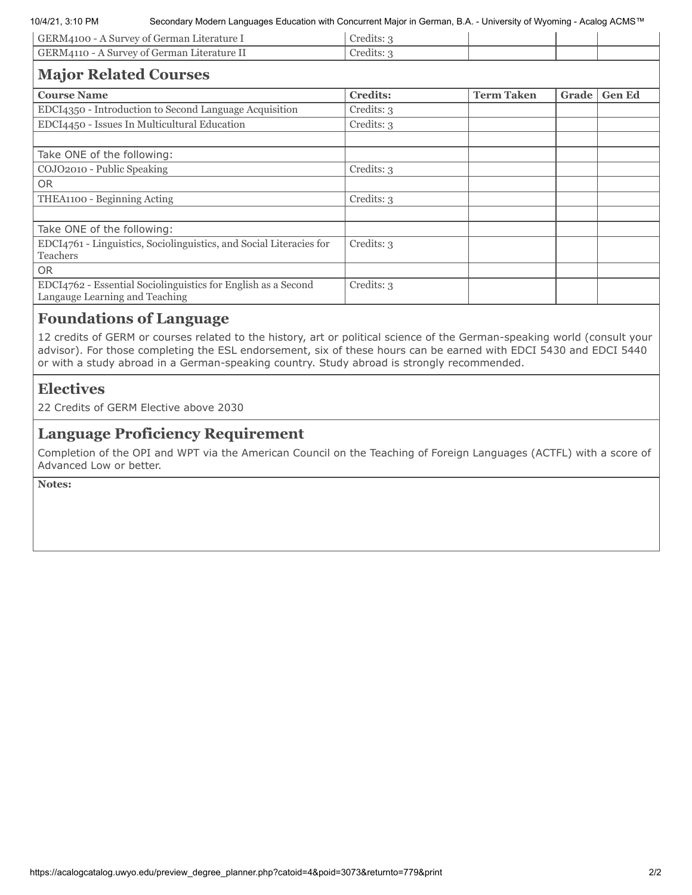| | | | | |
|---|---|---|---|---|
| GERM4100 - A Survey of German Literature I | Credits: 3 | | | |
| GERM4110 - A Survey of German Literature II | Credits: 3 | | | |

## Major Related Courses

| Course Name | Credits: | Term Taken | Grade | Gen Ed |
|---|---|---|---|---|
| EDCI4350 - Introduction to Second Language Acquisition | Credits: 3 | | | |
| EDCI4450 - Issues In Multicultural Education | Credits: 3 | | | |
| | | | | |
| Take ONE of the following: | | | | |
| COJO2010 - Public Speaking | Credits: 3 | | | |
| OR | | | | |
| THEA1100 - Beginning Acting | Credits: 3 | | | |
| | | | | |
| Take ONE of the following: | | | | |
| EDCI4761 - Linguistics, Sociolinguistics, and Social Literacies for Teachers | Credits: 3 | | | |
| OR | | | | |
| EDCI4762 - Essential Sociolinguistics for English as a Second Langauge Learning and Teaching | Credits: 3 | | | |

## Foundations of Language

12 credits of GERM or courses related to the history, art or political science of the German-speaking world (consult your advisor). For those completing the ESL endorsement, six of these hours can be earned with EDCI 5430 and EDCI 5440 or with a study abroad in a German-speaking country. Study abroad is strongly recommended.

## Electives

22 Credits of GERM Elective above 2030

## Language Proficiency Requirement

Completion of the OPI and WPT via the American Council on the Teaching of Foreign Languages (ACTFL) with a score of Advanced Low or better.

**Notes:**